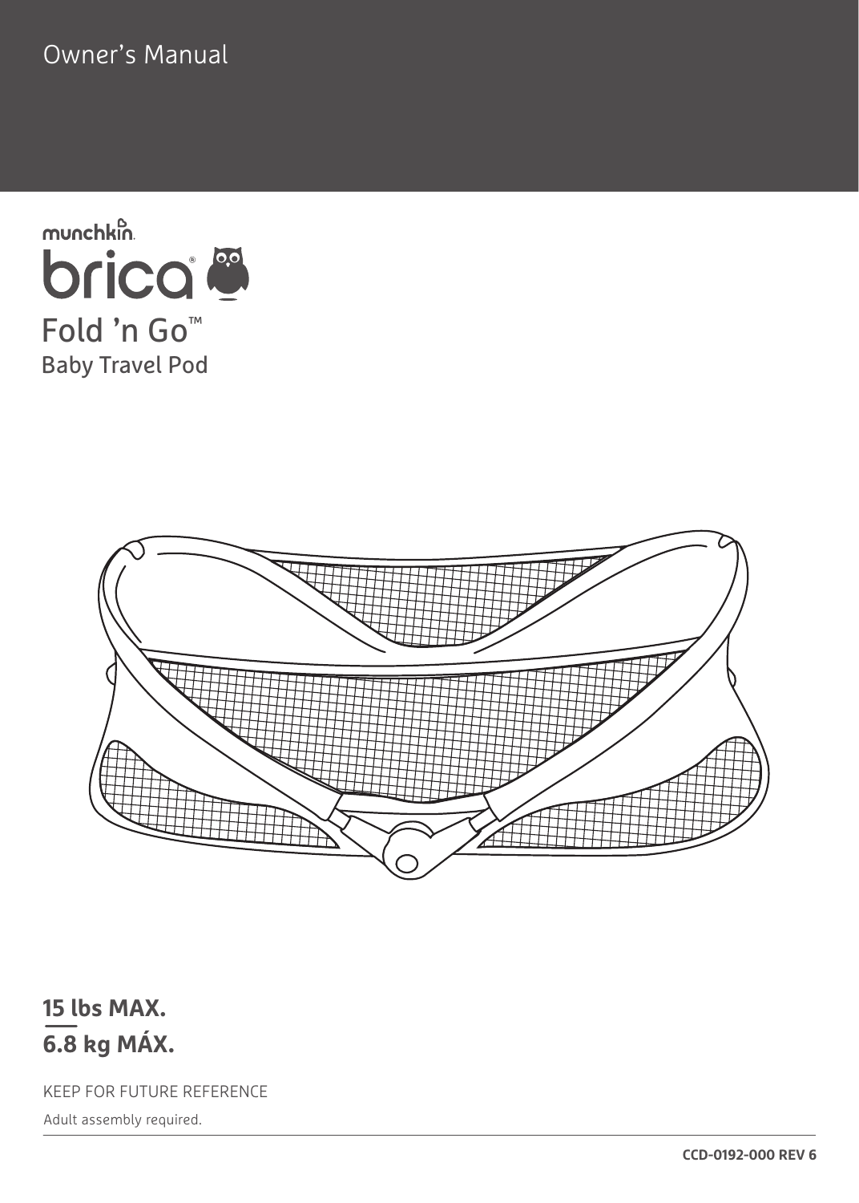Owner's Manual

munchkin.

# brica®

## Fold 'n Go™

### Baby Travel Pod

**15 lbs MAX.**

**6.8 kg MÁX.**

KEEP FOR FUTURE REFERENCE

Adult assembly required.

**CCD-0192-000 REV 6**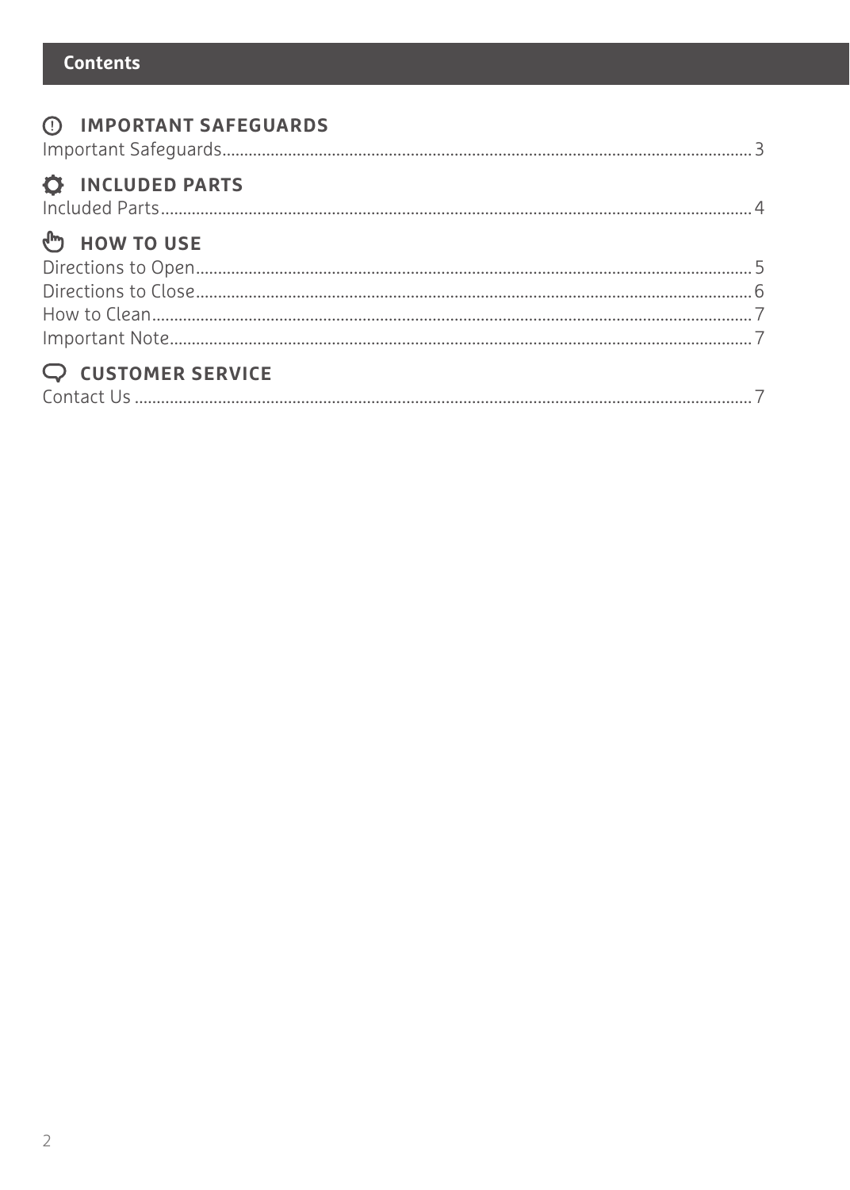# Contents

## IMPORTANT SAFEGUARDS

Important Safeguards........................................................................................................................ 3

## INCLUDED PARTS

Included Parts..................................................................................................................................... 4

## HOW TO USE

Directions to Open............................................................................................................................. 5
Directions to Close............................................................................................................................. 6
How to Clean....................................................................................................................................... 7
Important Note.................................................................................................................................... 7

## CUSTOMER SERVICE

Contact Us ........................................................................................................................................... 7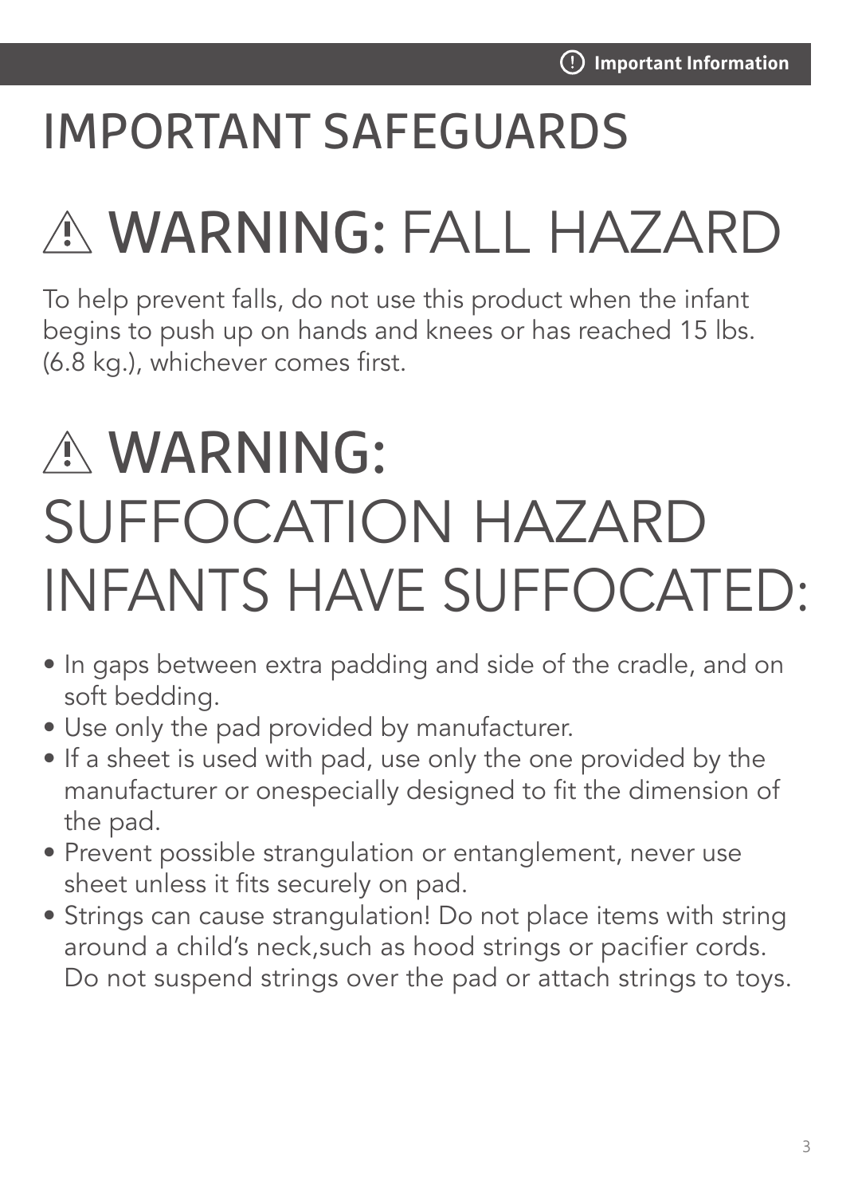# IMPORTANT SAFEGUARDS

## ⚠ WARNING: FALL HAZARD

To help prevent falls, do not use this product when the infant begins to push up on hands and knees or has reached 15 lbs. (6.8 kg.), whichever comes first.

## ⚠ WARNING: SUFFOCATION HAZARD INFANTS HAVE SUFFOCATED:

- In gaps between extra padding and side of the cradle, and on soft bedding.
- Use only the pad provided by manufacturer.
- If a sheet is used with pad, use only the one provided by the manufacturer or onespecially designed to fit the dimension of the pad.
- Prevent possible strangulation or entanglement, never use sheet unless it fits securely on pad.
- Strings can cause strangulation! Do not place items with string around a child's neck,such as hood strings or pacifier cords. Do not suspend strings over the pad or attach strings to toys.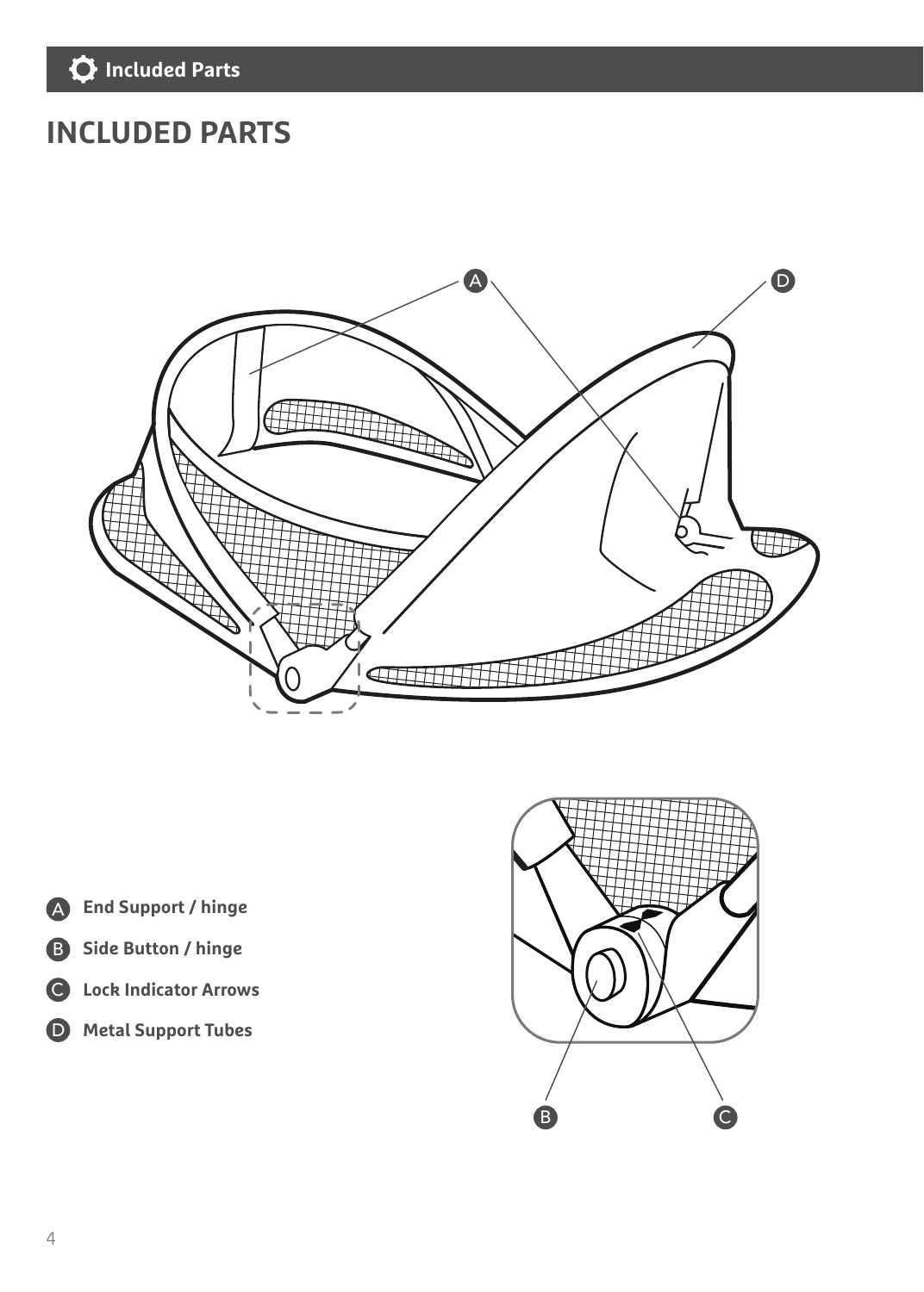# INCLUDED PARTS

- **A** **End Support / hinge**
- **B** **Side Button / hinge**
- **C** **Lock Indicator Arrows**
- **D** **Metal Support Tubes**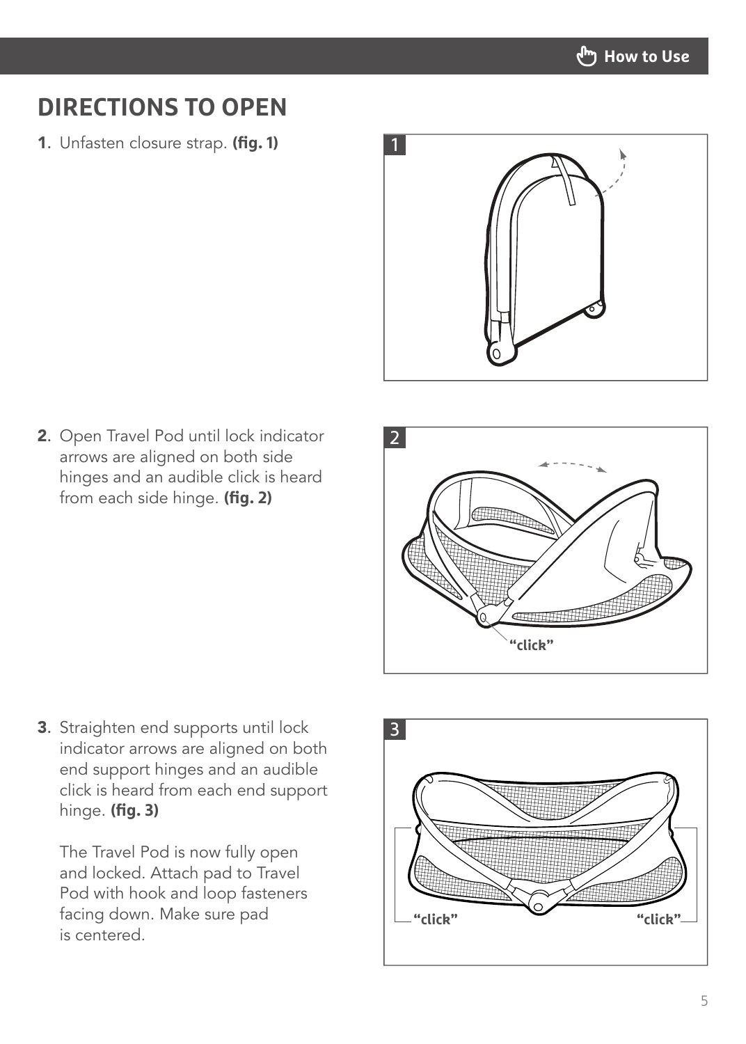## DIRECTIONS TO OPEN

1. Unfasten closure strap. **(fig. 1)**

2. Open Travel Pod until lock indicator arrows are aligned on both side hinges and an audible click is heard from each side hinge. **(fig. 2)**

3. Straighten end supports until lock indicator arrows are aligned on both end support hinges and an audible click is heard from each end support hinge. **(fig. 3)**

   The Travel Pod is now fully open and locked. Attach pad to Travel Pod with hook and loop fasteners facing down. Make sure pad is centered.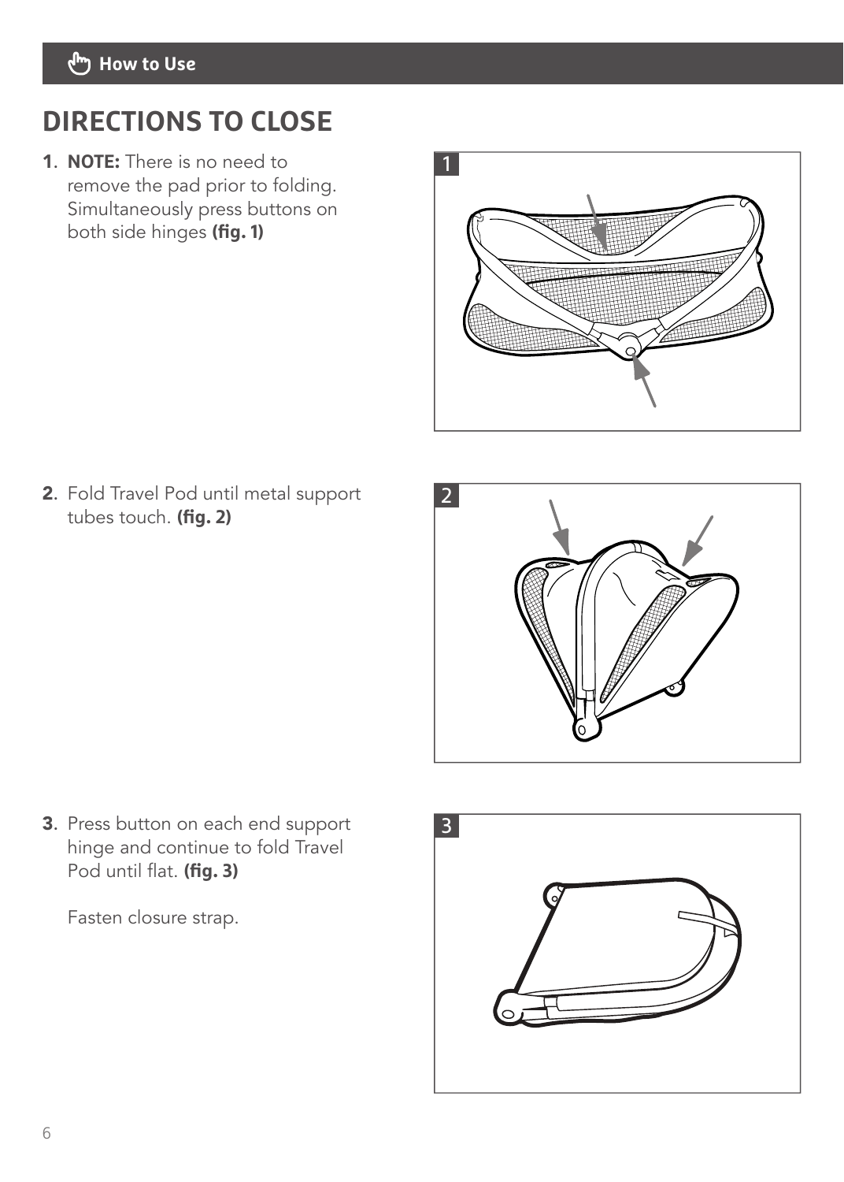## DIRECTIONS TO CLOSE

1. **NOTE:** There is no need to remove the pad prior to folding. Simultaneously press buttons on both side hinges **(fig. 1)**

2. Fold Travel Pod until metal support tubes touch. **(fig. 2)**

3. Press button on each end support hinge and continue to fold Travel Pod until flat. **(fig. 3)**

   Fasten closure strap.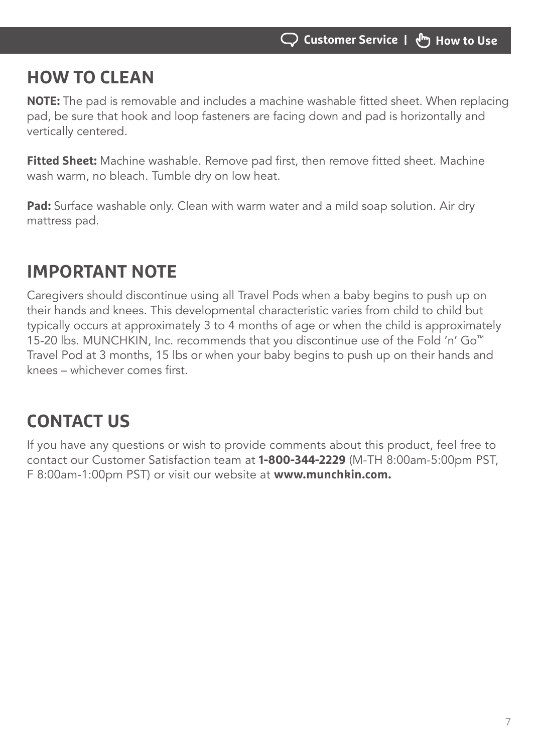## HOW TO CLEAN

**NOTE:** The pad is removable and includes a machine washable fitted sheet. When replacing pad, be sure that hook and loop fasteners are facing down and pad is horizontally and vertically centered.

**Fitted Sheet:** Machine washable. Remove pad first, then remove fitted sheet. Machine wash warm, no bleach. Tumble dry on low heat.

**Pad:** Surface washable only. Clean with warm water and a mild soap solution. Air dry mattress pad.

## IMPORTANT NOTE

Caregivers should discontinue using all Travel Pods when a baby begins to push up on their hands and knees. This developmental characteristic varies from child to child but typically occurs at approximately 3 to 4 months of age or when the child is approximately 15-20 lbs. MUNCHKIN, Inc. recommends that you discontinue use of the Fold 'n' Go™ Travel Pod at 3 months, 15 lbs or when your baby begins to push up on their hands and knees – whichever comes first.

## CONTACT US

If you have any questions or wish to provide comments about this product, feel free to contact our Customer Satisfaction team at **1-800-344-2229** (M-TH 8:00am-5:00pm PST, F 8:00am-1:00pm PST) or visit our website at **www.munchkin.com.**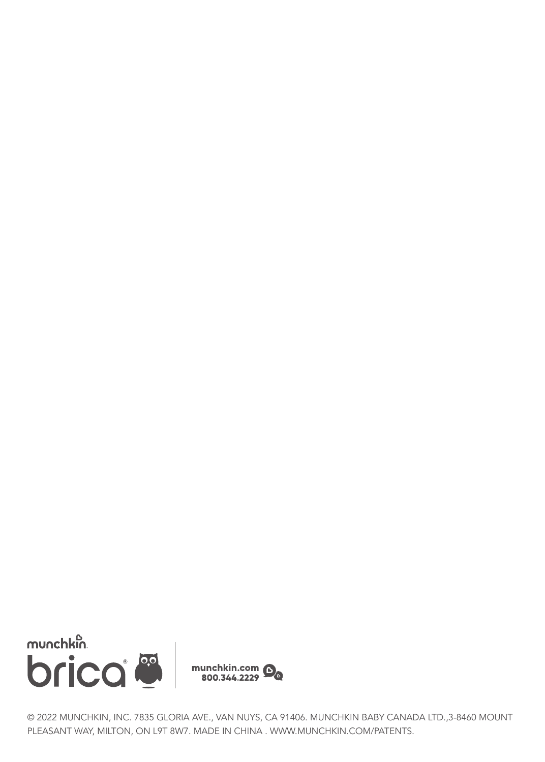munchkin

brica®

munchkin.com
800.344.2229

© 2022 MUNCHKIN, INC. 7835 GLORIA AVE., VAN NUYS, CA 91406. MUNCHKIN BABY CANADA LTD.,3-8460 MOUNT PLEASANT WAY, MILTON, ON L9T 8W7. MADE IN CHINA . WWW.MUNCHKIN.COM/PATENTS.